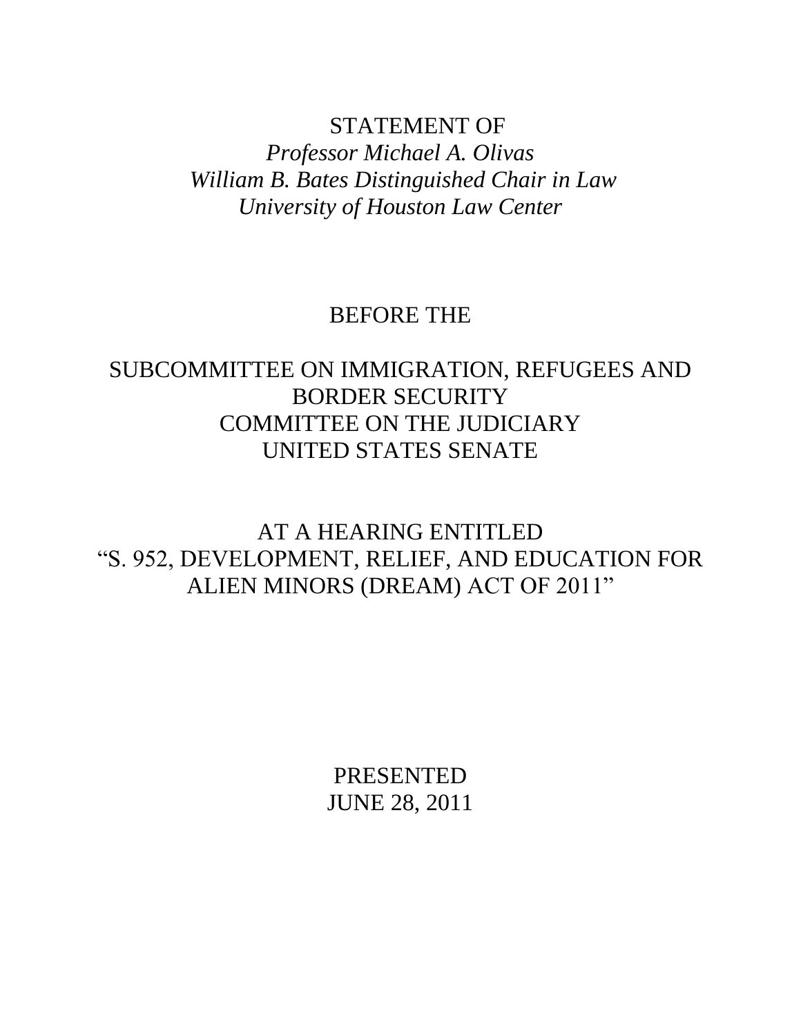STATEMENT OF

*Professor Michael A. Olivas*
*William B. Bates Distinguished Chair in Law*
*University of Houston Law Center*

BEFORE THE

SUBCOMMITTEE ON IMMIGRATION, REFUGEES AND BORDER SECURITY
COMMITTEE ON THE JUDICIARY
UNITED STATES SENATE

AT A HEARING ENTITLED
"S. 952, DEVELOPMENT, RELIEF, AND EDUCATION FOR ALIEN MINORS (DREAM) ACT OF 2011"

PRESENTED
JUNE 28, 2011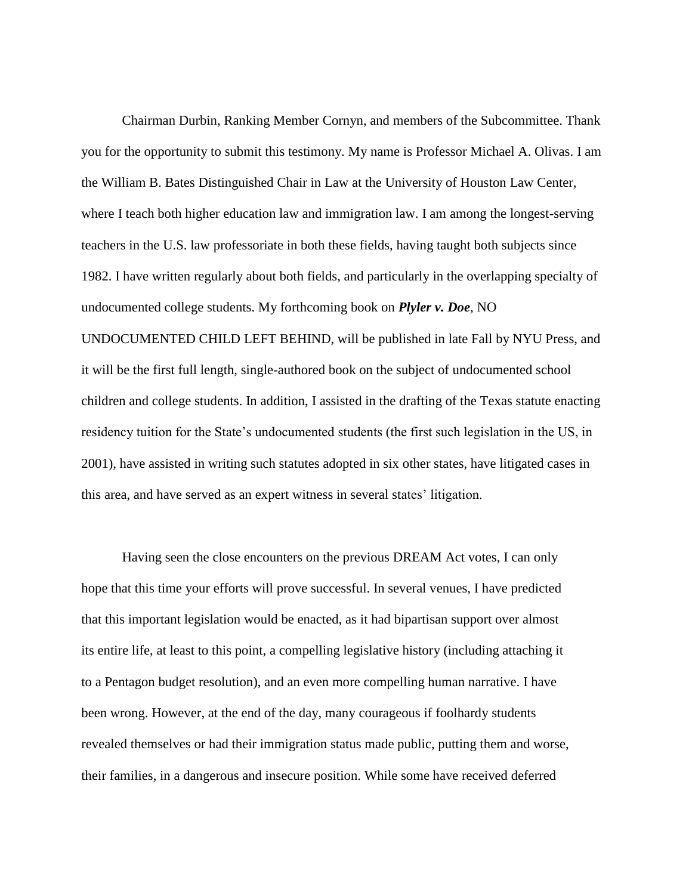Chairman Durbin, Ranking Member Cornyn, and members of the Subcommittee. Thank you for the opportunity to submit this testimony. My name is Professor Michael A. Olivas. I am the William B. Bates Distinguished Chair in Law at the University of Houston Law Center, where I teach both higher education law and immigration law. I am among the longest-serving teachers in the U.S. law professoriate in both these fields, having taught both subjects since 1982. I have written regularly about both fields, and particularly in the overlapping specialty of undocumented college students. My forthcoming book on ***Plyler v. Doe***, NO UNDOCUMENTED CHILD LEFT BEHIND, will be published in late Fall by NYU Press, and it will be the first full length, single-authored book on the subject of undocumented school children and college students. In addition, I assisted in the drafting of the Texas statute enacting residency tuition for the State's undocumented students (the first such legislation in the US, in 2001), have assisted in writing such statutes adopted in six other states, have litigated cases in this area, and have served as an expert witness in several states' litigation.

Having seen the close encounters on the previous DREAM Act votes, I can only hope that this time your efforts will prove successful. In several venues, I have predicted that this important legislation would be enacted, as it had bipartisan support over almost its entire life, at least to this point, a compelling legislative history (including attaching it to a Pentagon budget resolution), and an even more compelling human narrative. I have been wrong. However, at the end of the day, many courageous if foolhardy students revealed themselves or had their immigration status made public, putting them and worse, their families, in a dangerous and insecure position. While some have received deferred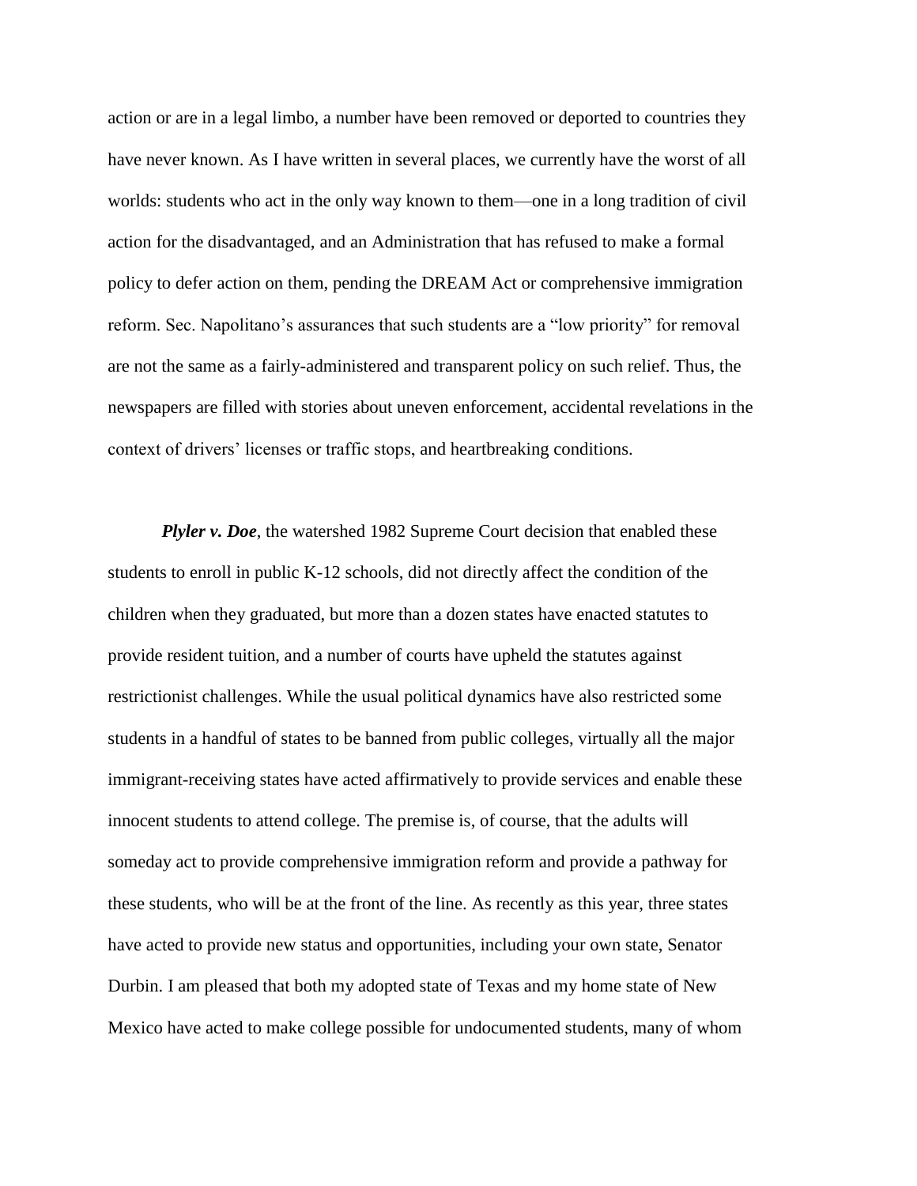action or are in a legal limbo, a number have been removed or deported to countries they have never known. As I have written in several places, we currently have the worst of all worlds: students who act in the only way known to them—one in a long tradition of civil action for the disadvantaged, and an Administration that has refused to make a formal policy to defer action on them, pending the DREAM Act or comprehensive immigration reform. Sec. Napolitano's assurances that such students are a "low priority" for removal are not the same as a fairly-administered and transparent policy on such relief. Thus, the newspapers are filled with stories about uneven enforcement, accidental revelations in the context of drivers' licenses or traffic stops, and heartbreaking conditions.

***Plyler v. Doe***, the watershed 1982 Supreme Court decision that enabled these students to enroll in public K-12 schools, did not directly affect the condition of the children when they graduated, but more than a dozen states have enacted statutes to provide resident tuition, and a number of courts have upheld the statutes against restrictionist challenges. While the usual political dynamics have also restricted some students in a handful of states to be banned from public colleges, virtually all the major immigrant-receiving states have acted affirmatively to provide services and enable these innocent students to attend college. The premise is, of course, that the adults will someday act to provide comprehensive immigration reform and provide a pathway for these students, who will be at the front of the line. As recently as this year, three states have acted to provide new status and opportunities, including your own state, Senator Durbin. I am pleased that both my adopted state of Texas and my home state of New Mexico have acted to make college possible for undocumented students, many of whom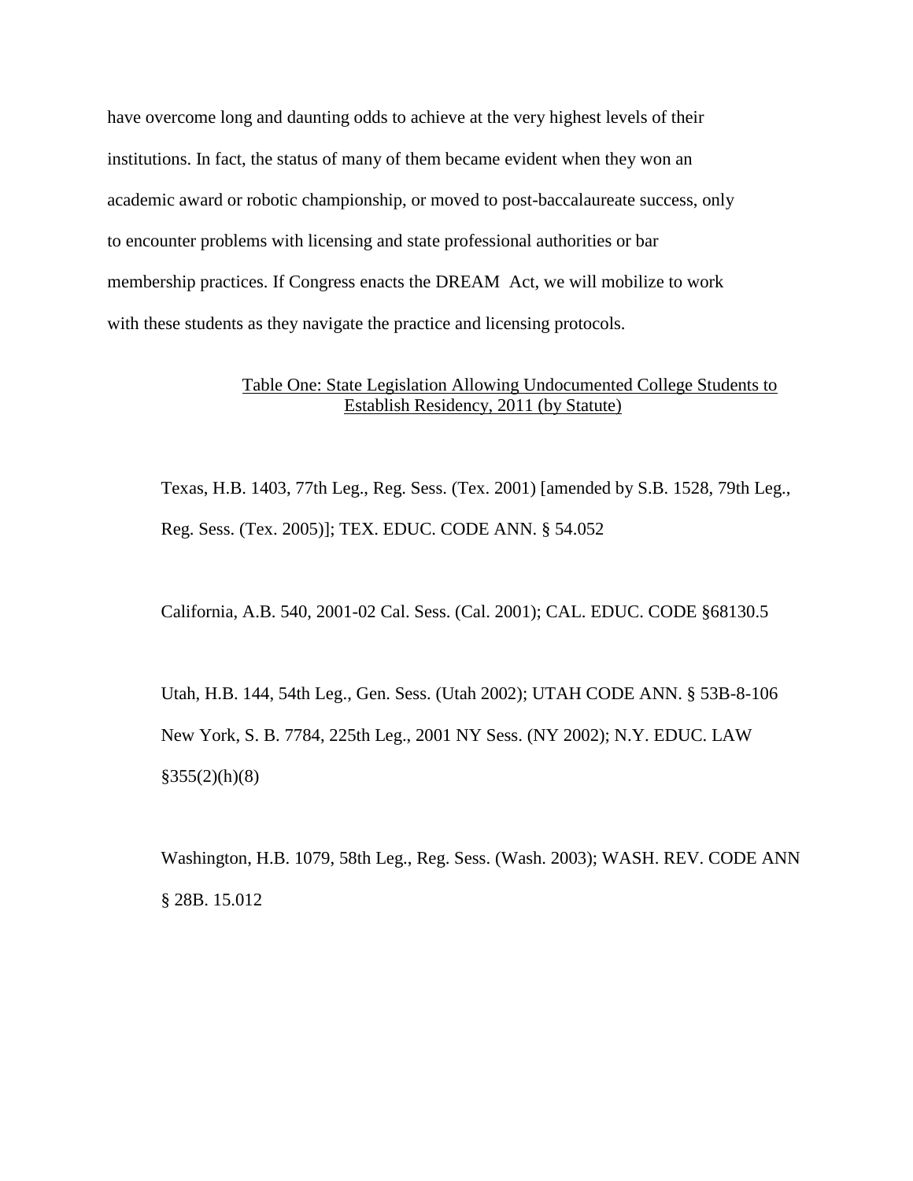have overcome long and daunting odds to achieve at the very highest levels of their institutions. In fact, the status of many of them became evident when they won an academic award or robotic championship, or moved to post-baccalaureate success, only to encounter problems with licensing and state professional authorities or bar membership practices. If Congress enacts the DREAM Act, we will mobilize to work with these students as they navigate the practice and licensing protocols.

<u>Table One: State Legislation Allowing Undocumented College Students to Establish Residency, 2011 (by Statute)</u>

Texas, H.B. 1403, 77th Leg., Reg. Sess. (Tex. 2001) [amended by S.B. 1528, 79th Leg., Reg. Sess. (Tex. 2005)]; TEX. EDUC. CODE ANN. § 54.052

California, A.B. 540, 2001-02 Cal. Sess. (Cal. 2001); CAL. EDUC. CODE §68130.5

Utah, H.B. 144, 54th Leg., Gen. Sess. (Utah 2002); UTAH CODE ANN. § 53B-8-106

New York, S. B. 7784, 225th Leg., 2001 NY Sess. (NY 2002); N.Y. EDUC. LAW §355(2)(h)(8)

Washington, H.B. 1079, 58th Leg., Reg. Sess. (Wash. 2003); WASH. REV. CODE ANN § 28B. 15.012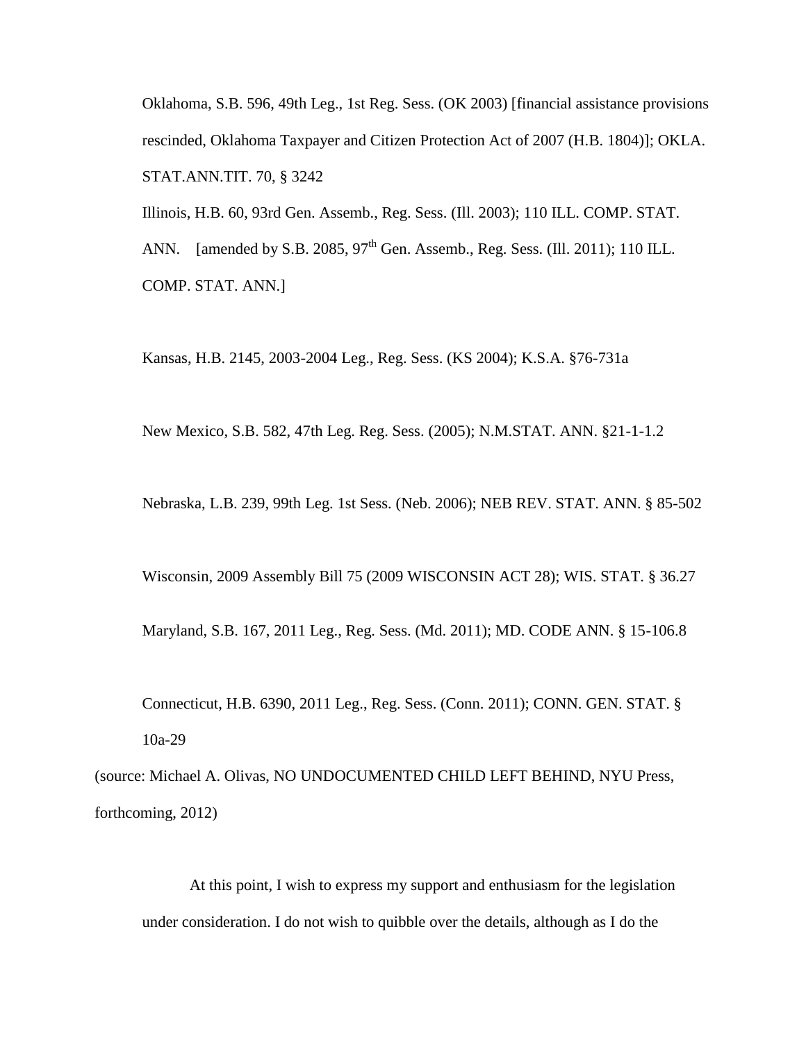Oklahoma, S.B. 596, 49th Leg., 1st Reg. Sess. (OK 2003) [financial assistance provisions rescinded, Oklahoma Taxpayer and Citizen Protection Act of 2007 (H.B. 1804)]; OKLA. STAT.ANN.TIT. 70, § 3242

Illinois, H.B. 60, 93rd Gen. Assemb., Reg. Sess. (Ill. 2003); 110 ILL. COMP. STAT. ANN. [amended by S.B. 2085, 97th Gen. Assemb., Reg. Sess. (Ill. 2011); 110 ILL. COMP. STAT. ANN.]

Kansas, H.B. 2145, 2003-2004 Leg., Reg. Sess. (KS 2004); K.S.A. §76-731a

New Mexico, S.B. 582, 47th Leg. Reg. Sess. (2005); N.M.STAT. ANN. §21-1-1.2

Nebraska, L.B. 239, 99th Leg. 1st Sess. (Neb. 2006); NEB REV. STAT. ANN. § 85-502

Wisconsin, 2009 Assembly Bill 75 (2009 WISCONSIN ACT 28); WIS. STAT. § 36.27

Maryland, S.B. 167, 2011 Leg., Reg. Sess. (Md. 2011); MD. CODE ANN. § 15-106.8

Connecticut, H.B. 6390, 2011 Leg., Reg. Sess. (Conn. 2011); CONN. GEN. STAT. § 10a-29

(source: Michael A. Olivas, NO UNDOCUMENTED CHILD LEFT BEHIND, NYU Press, forthcoming, 2012)

At this point, I wish to express my support and enthusiasm for the legislation under consideration. I do not wish to quibble over the details, although as I do the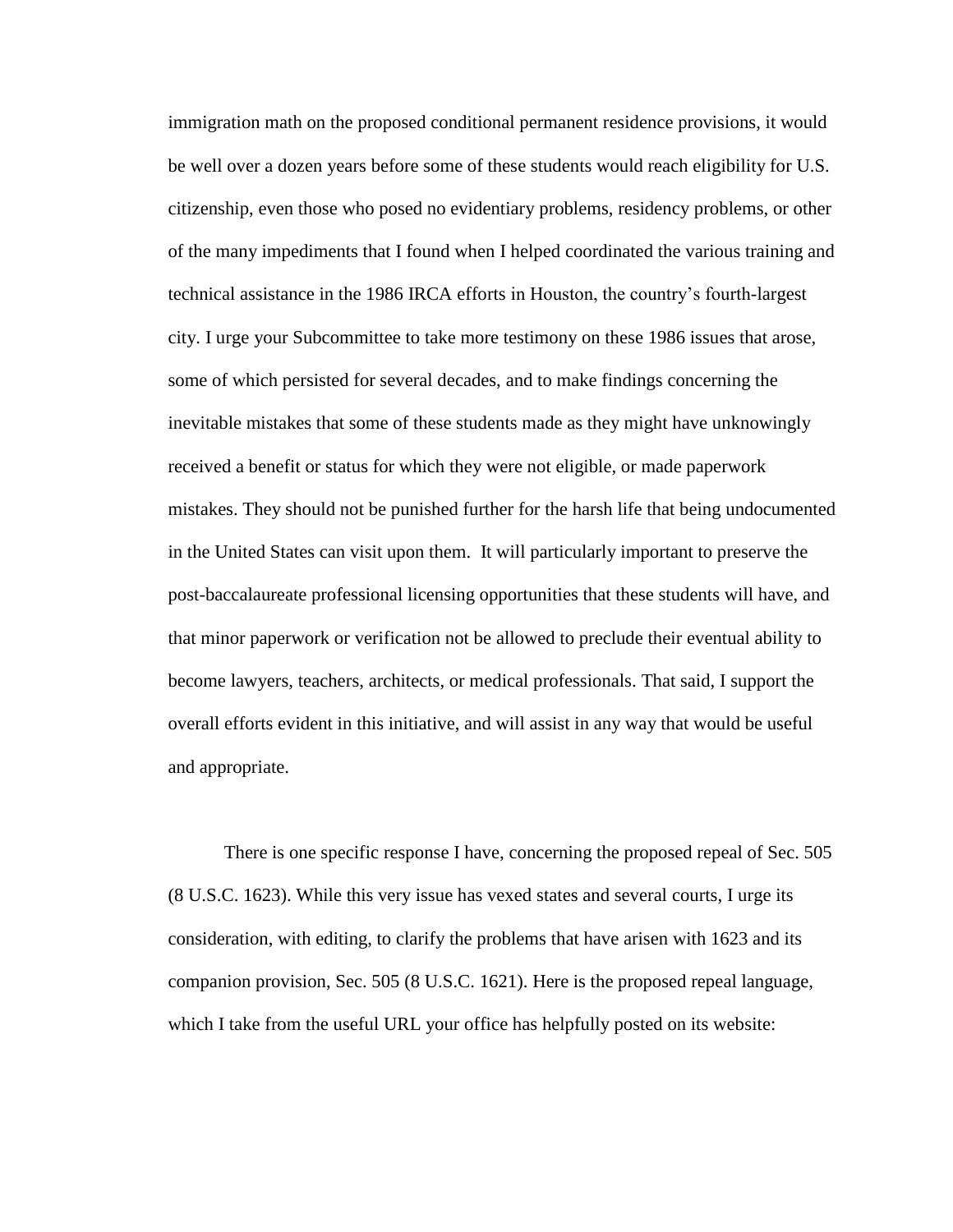immigration math on the proposed conditional permanent residence provisions, it would be well over a dozen years before some of these students would reach eligibility for U.S. citizenship, even those who posed no evidentiary problems, residency problems, or other of the many impediments that I found when I helped coordinated the various training and technical assistance in the 1986 IRCA efforts in Houston, the country's fourth-largest city. I urge your Subcommittee to take more testimony on these 1986 issues that arose, some of which persisted for several decades, and to make findings concerning the inevitable mistakes that some of these students made as they might have unknowingly received a benefit or status for which they were not eligible, or made paperwork mistakes. They should not be punished further for the harsh life that being undocumented in the United States can visit upon them.  It will particularly important to preserve the post-baccalaureate professional licensing opportunities that these students will have, and that minor paperwork or verification not be allowed to preclude their eventual ability to become lawyers, teachers, architects, or medical professionals. That said, I support the overall efforts evident in this initiative, and will assist in any way that would be useful and appropriate.

There is one specific response I have, concerning the proposed repeal of Sec. 505 (8 U.S.C. 1623). While this very issue has vexed states and several courts, I urge its consideration, with editing, to clarify the problems that have arisen with 1623 and its companion provision, Sec. 505 (8 U.S.C. 1621). Here is the proposed repeal language, which I take from the useful URL your office has helpfully posted on its website: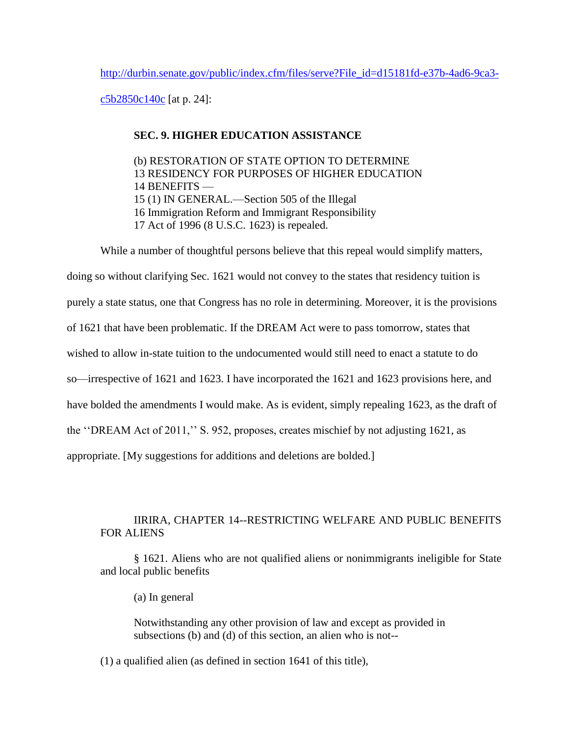http://durbin.senate.gov/public/index.cfm/files/serve?File_id=d15181fd-e37b-4ad6-9ca3-c5b2850c140c [at p. 24]:

> **SEC. 9. HIGHER EDUCATION ASSISTANCE**
>
> (b) RESTORATION OF STATE OPTION TO DETERMINE
> 13 RESIDENCY FOR PURPOSES OF HIGHER EDUCATION
> 14 BENEFITS —
> 15 (1) IN GENERAL.—Section 505 of the Illegal
> 16 Immigration Reform and Immigrant Responsibility
> 17 Act of 1996 (8 U.S.C. 1623) is repealed.

While a number of thoughtful persons believe that this repeal would simplify matters, doing so without clarifying Sec. 1621 would not convey to the states that residency tuition is purely a state status, one that Congress has no role in determining. Moreover, it is the provisions of 1621 that have been problematic. If the DREAM Act were to pass tomorrow, states that wished to allow in-state tuition to the undocumented would still need to enact a statute to do so—irrespective of 1621 and 1623. I have incorporated the 1621 and 1623 provisions here, and have bolded the amendments I would make. As is evident, simply repealing 1623, as the draft of the ''DREAM Act of 2011,'' S. 952, proposes, creates mischief by not adjusting 1621, as appropriate. [My suggestions for additions and deletions are bolded.]

> IIRIRA, CHAPTER 14--RESTRICTING WELFARE AND PUBLIC BENEFITS FOR ALIENS
>
> § 1621. Aliens who are not qualified aliens or nonimmigrants ineligible for State and local public benefits
>
> (a) In general
>
> Notwithstanding any other provision of law and except as provided in subsections (b) and (d) of this section, an alien who is not--
>
> (1) a qualified alien (as defined in section 1641 of this title),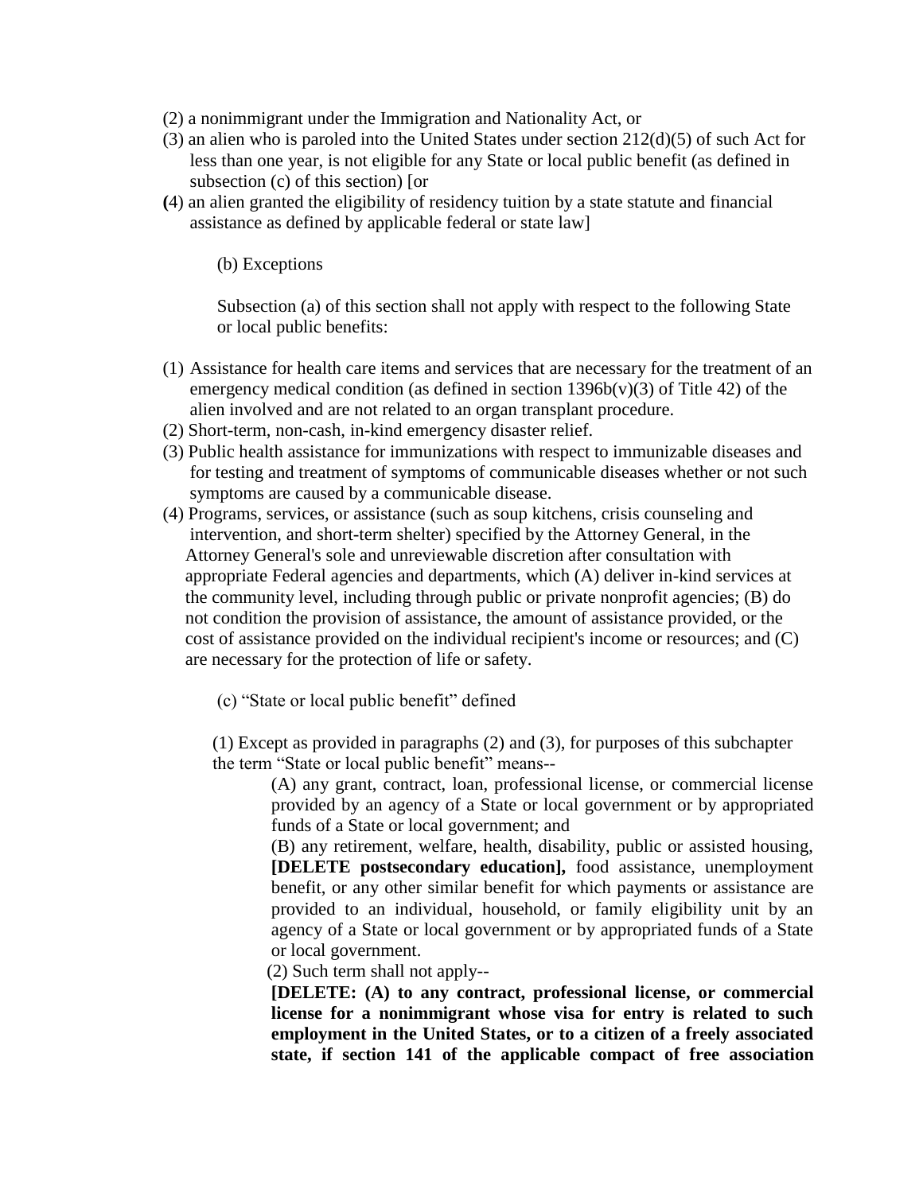(2) a nonimmigrant under the Immigration and Nationality Act, or

(3) an alien who is paroled into the United States under section 212(d)(5) of such Act for less than one year, is not eligible for any State or local public benefit (as defined in subsection (c) of this section) [or

(4) an alien granted the eligibility of residency tuition by a state statute and financial assistance as defined by applicable federal or state law]

(b) Exceptions

Subsection (a) of this section shall not apply with respect to the following State or local public benefits:

(1) Assistance for health care items and services that are necessary for the treatment of an emergency medical condition (as defined in section 1396b(v)(3) of Title 42) of the alien involved and are not related to an organ transplant procedure.

(2) Short-term, non-cash, in-kind emergency disaster relief.

(3) Public health assistance for immunizations with respect to immunizable diseases and for testing and treatment of symptoms of communicable diseases whether or not such symptoms are caused by a communicable disease.

(4) Programs, services, or assistance (such as soup kitchens, crisis counseling and intervention, and short-term shelter) specified by the Attorney General, in the Attorney General's sole and unreviewable discretion after consultation with appropriate Federal agencies and departments, which (A) deliver in-kind services at the community level, including through public or private nonprofit agencies; (B) do not condition the provision of assistance, the amount of assistance provided, or the cost of assistance provided on the individual recipient's income or resources; and (C) are necessary for the protection of life or safety.

(c) "State or local public benefit" defined

(1) Except as provided in paragraphs (2) and (3), for purposes of this subchapter the term "State or local public benefit" means--

(A) any grant, contract, loan, professional license, or commercial license provided by an agency of a State or local government or by appropriated funds of a State or local government; and

(B) any retirement, welfare, health, disability, public or assisted housing, **[DELETE postsecondary education],** food assistance, unemployment benefit, or any other similar benefit for which payments or assistance are provided to an individual, household, or family eligibility unit by an agency of a State or local government or by appropriated funds of a State or local government.

(2) Such term shall not apply--

**[DELETE: (A) to any contract, professional license, or commercial license for a nonimmigrant whose visa for entry is related to such employment in the United States, or to a citizen of a freely associated state, if section 141 of the applicable compact of free association**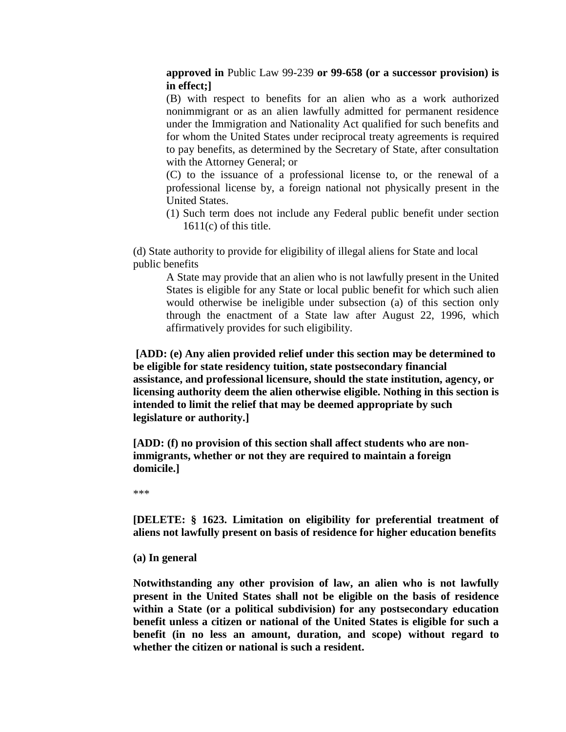**approved in** Public Law 99-239 **or 99-658 (or a successor provision) is in effect;]**

(B) with respect to benefits for an alien who as a work authorized nonimmigrant or as an alien lawfully admitted for permanent residence under the Immigration and Nationality Act qualified for such benefits and for whom the United States under reciprocal treaty agreements is required to pay benefits, as determined by the Secretary of State, after consultation with the Attorney General; or

(C) to the issuance of a professional license to, or the renewal of a professional license by, a foreign national not physically present in the United States.

(1) Such term does not include any Federal public benefit under section 1611(c) of this title.

(d) State authority to provide for eligibility of illegal aliens for State and local public benefits

A State may provide that an alien who is not lawfully present in the United States is eligible for any State or local public benefit for which such alien would otherwise be ineligible under subsection (a) of this section only through the enactment of a State law after August 22, 1996, which affirmatively provides for such eligibility.

**[ADD: (e) Any alien provided relief under this section may be determined to be eligible for state residency tuition, state postsecondary financial assistance, and professional licensure, should the state institution, agency, or licensing authority deem the alien otherwise eligible. Nothing in this section is intended to limit the relief that may be deemed appropriate by such legislature or authority.]**

**[ADD: (f) no provision of this section shall affect students who are non-immigrants, whether or not they are required to maintain a foreign domicile.]**

***

**[DELETE: § 1623. Limitation on eligibility for preferential treatment of aliens not lawfully present on basis of residence for higher education benefits**

**(a) In general**

**Notwithstanding any other provision of law, an alien who is not lawfully present in the United States shall not be eligible on the basis of residence within a State (or a political subdivision) for any postsecondary education benefit unless a citizen or national of the United States is eligible for such a benefit (in no less an amount, duration, and scope) without regard to whether the citizen or national is such a resident.**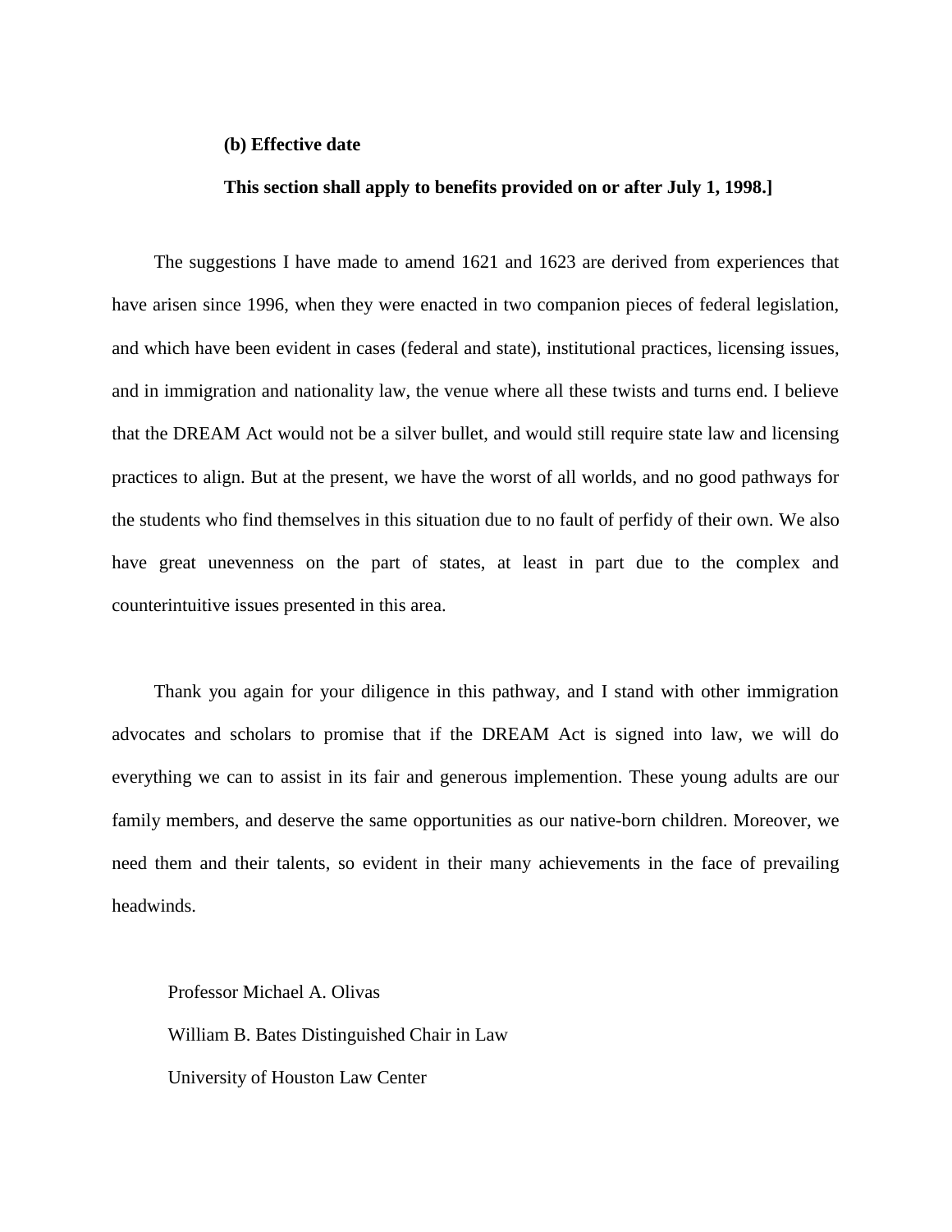**(b) Effective date**

**This section shall apply to benefits provided on or after July 1, 1998.]**

The suggestions I have made to amend 1621 and 1623 are derived from experiences that have arisen since 1996, when they were enacted in two companion pieces of federal legislation, and which have been evident in cases (federal and state), institutional practices, licensing issues, and in immigration and nationality law, the venue where all these twists and turns end. I believe that the DREAM Act would not be a silver bullet, and would still require state law and licensing practices to align. But at the present, we have the worst of all worlds, and no good pathways for the students who find themselves in this situation due to no fault of perfidy of their own. We also have great unevenness on the part of states, at least in part due to the complex and counterintuitive issues presented in this area.

Thank you again for your diligence in this pathway, and I stand with other immigration advocates and scholars to promise that if the DREAM Act is signed into law, we will do everything we can to assist in its fair and generous implemention. These young adults are our family members, and deserve the same opportunities as our native-born children. Moreover, we need them and their talents, so evident in their many achievements in the face of prevailing headwinds.

Professor Michael A. Olivas

William B. Bates Distinguished Chair in Law

University of Houston Law Center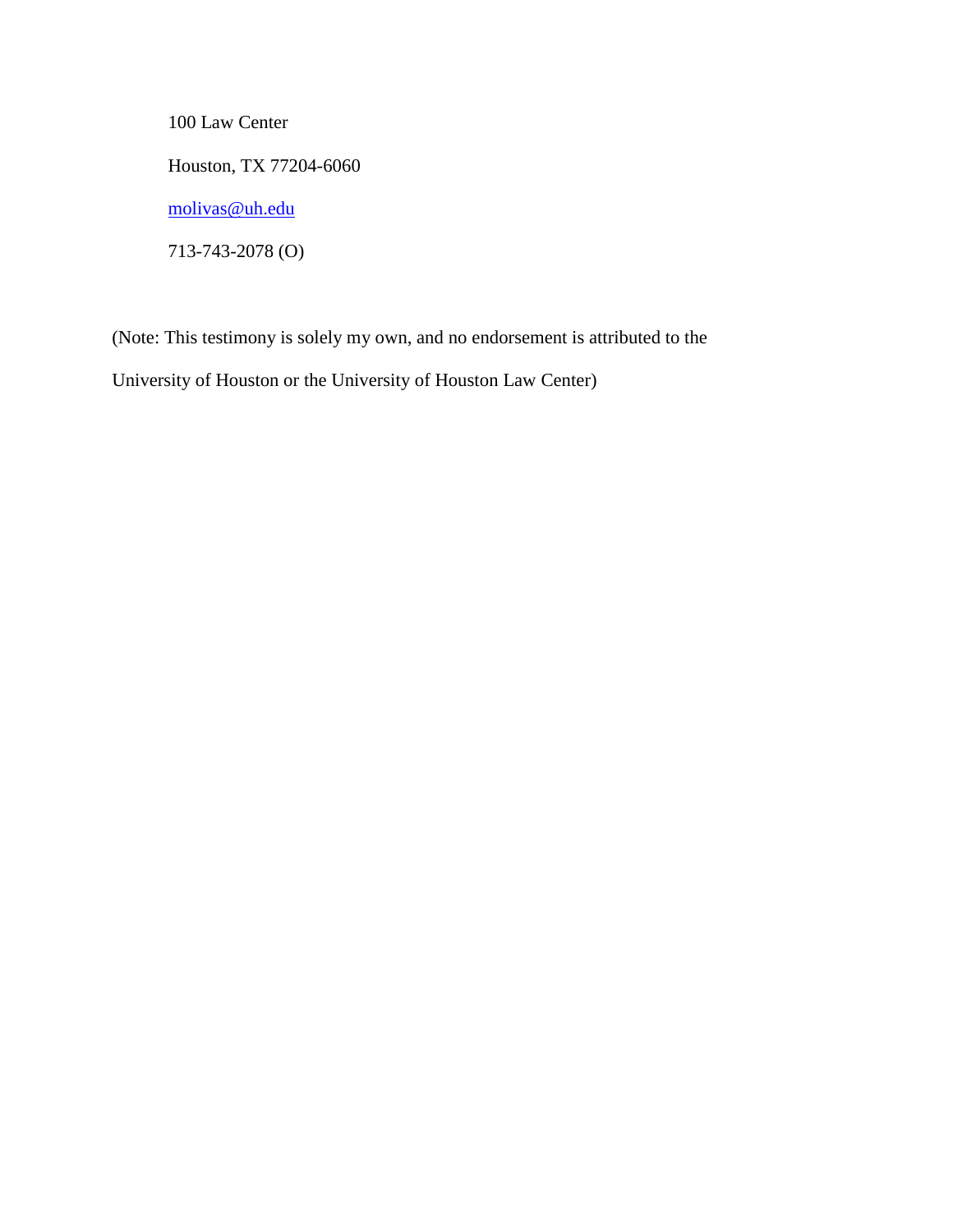100 Law Center

Houston, TX 77204-6060

molivas@uh.edu

713-743-2078 (O)

(Note: This testimony is solely my own, and no endorsement is attributed to the University of Houston or the University of Houston Law Center)